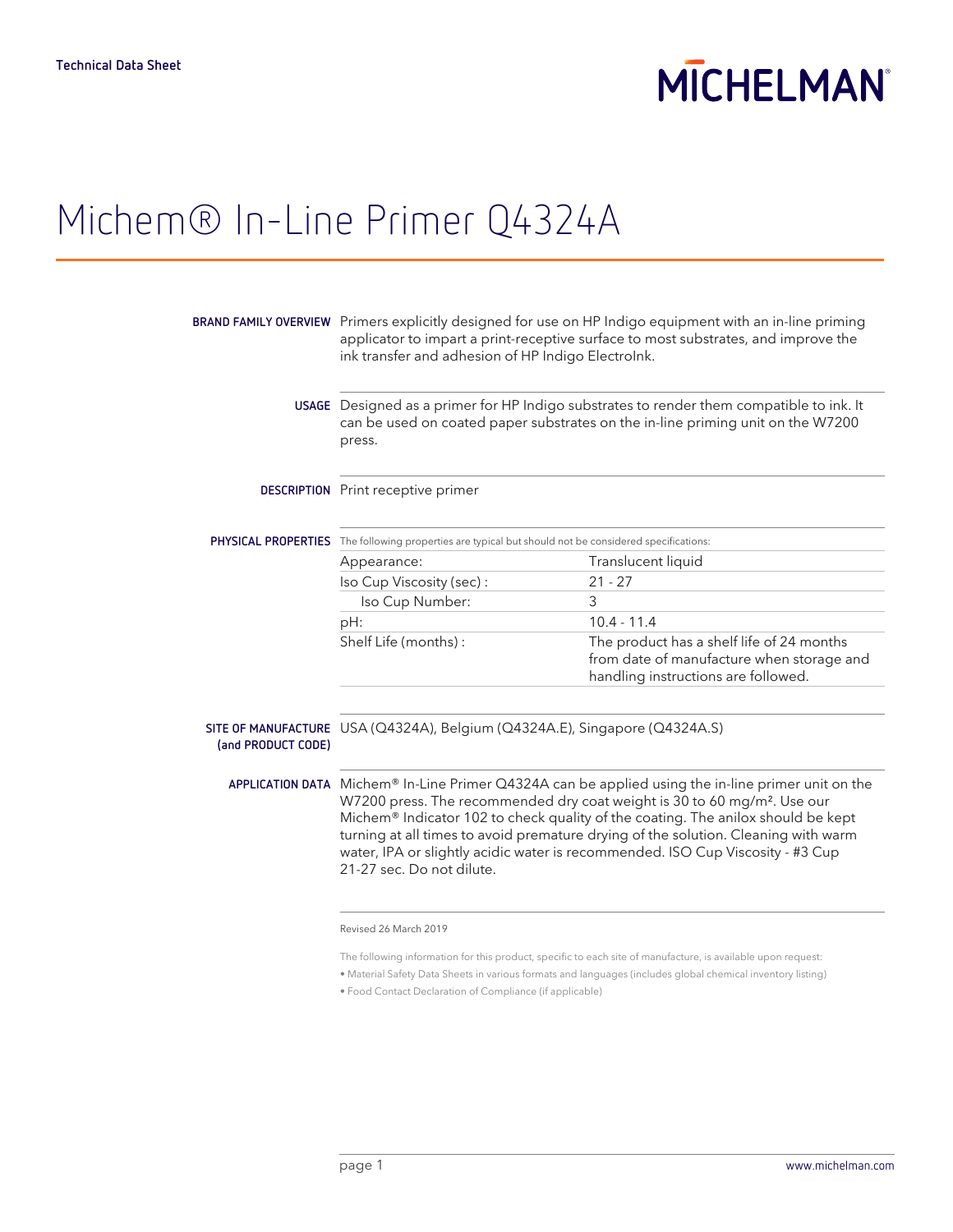Technical Data Sheet

MICHELMAN

# Michem® In-Line Primer Q4324A

**BRAND FAMILY OVERVIEW** Primers explicitly designed for use on HP Indigo equipment with an in-line priming applicator to impart a print-receptive surface to most substrates, and improve the ink transfer and adhesion of HP Indigo ElectroInk.

**USAGE** Designed as a primer for HP Indigo substrates to render them compatible to ink. It can be used on coated paper substrates on the in-line priming unit on the W7200 press.

**DESCRIPTION** Print receptive primer

**PHYSICAL PROPERTIES** The following properties are typical but should not be considered specifications:

| Property | Value |
|---|---|
| Appearance: | Translucent liquid |
| Iso Cup Viscosity (sec) : | 21 - 27 |
| Iso Cup Number: | 3 |
| pH: | 10.4 - 11.4 |
| Shelf Life (months) : | The product has a shelf life of 24 months from date of manufacture when storage and handling instructions are followed. |

**SITE OF MANUFACTURE (and PRODUCT CODE)** USA (Q4324A), Belgium (Q4324A.E), Singapore (Q4324A.S)

**APPLICATION DATA** Michem® In-Line Primer Q4324A can be applied using the in-line primer unit on the W7200 press. The recommended dry coat weight is 30 to 60 mg/m². Use our Michem® Indicator 102 to check quality of the coating. The anilox should be kept turning at all times to avoid premature drying of the solution. Cleaning with warm water, IPA or slightly acidic water is recommended. ISO Cup Viscosity - #3 Cup 21-27 sec. Do not dilute.

Revised 26 March 2019

The following information for this product, specific to each site of manufacture, is available upon request:

- Material Safety Data Sheets in various formats and languages (includes global chemical inventory listing)
- Food Contact Declaration of Compliance (if applicable)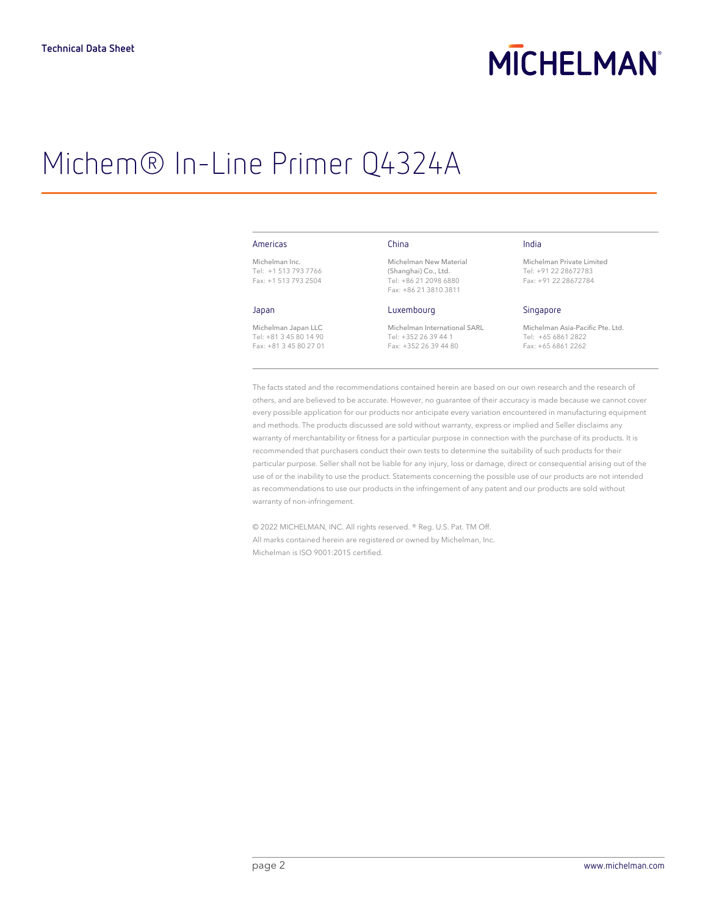# Michem® In-Line Primer Q4324A

### Americas

Michelman Inc.
Tel: +1 513 793 7766
Fax: +1 513 793 2504

### China

Michelman New Material (Shanghai) Co., Ltd.
Tel: +86 21 2098 6880
Fax: +86 21 3810 3811

### India

Michelman Private Limited
Tel: +91 22 28672783
Fax: +91 22 28672784

### Japan

Michelman Japan LLC
Tel: +81 3 45 80 14 90
Fax: +81 3 45 80 27 01

### Luxembourg

Michelman International SARL
Tel: +352 26 39 44 1
Fax: +352 26 39 44 80

### Singapore

Michelman Asia-Pacific Pte. Ltd.
Tel: +65 6861 2822
Fax: +65 6861 2262

The facts stated and the recommendations contained herein are based on our own research and the research of others, and are believed to be accurate. However, no guarantee of their accuracy is made because we cannot cover every possible application for our products nor anticipate every variation encountered in manufacturing equipment and methods. The products discussed are sold without warranty, express or implied and Seller disclaims any warranty of merchantability or fitness for a particular purpose in connection with the purchase of its products. It is recommended that purchasers conduct their own tests to determine the suitability of such products for their particular purpose. Seller shall not be liable for any injury, loss or damage, direct or consequential arising out of the use of or the inability to use the product. Statements concerning the possible use of our products are not intended as recommendations to use our products in the infringement of any patent and our products are sold without warranty of non-infringement.

© 2022 MICHELMAN, INC. All rights reserved. ® Reg. U.S. Pat. TM Off.
All marks contained herein are registered or owned by Michelman, Inc.
Michelman is ISO 9001:2015 certified.